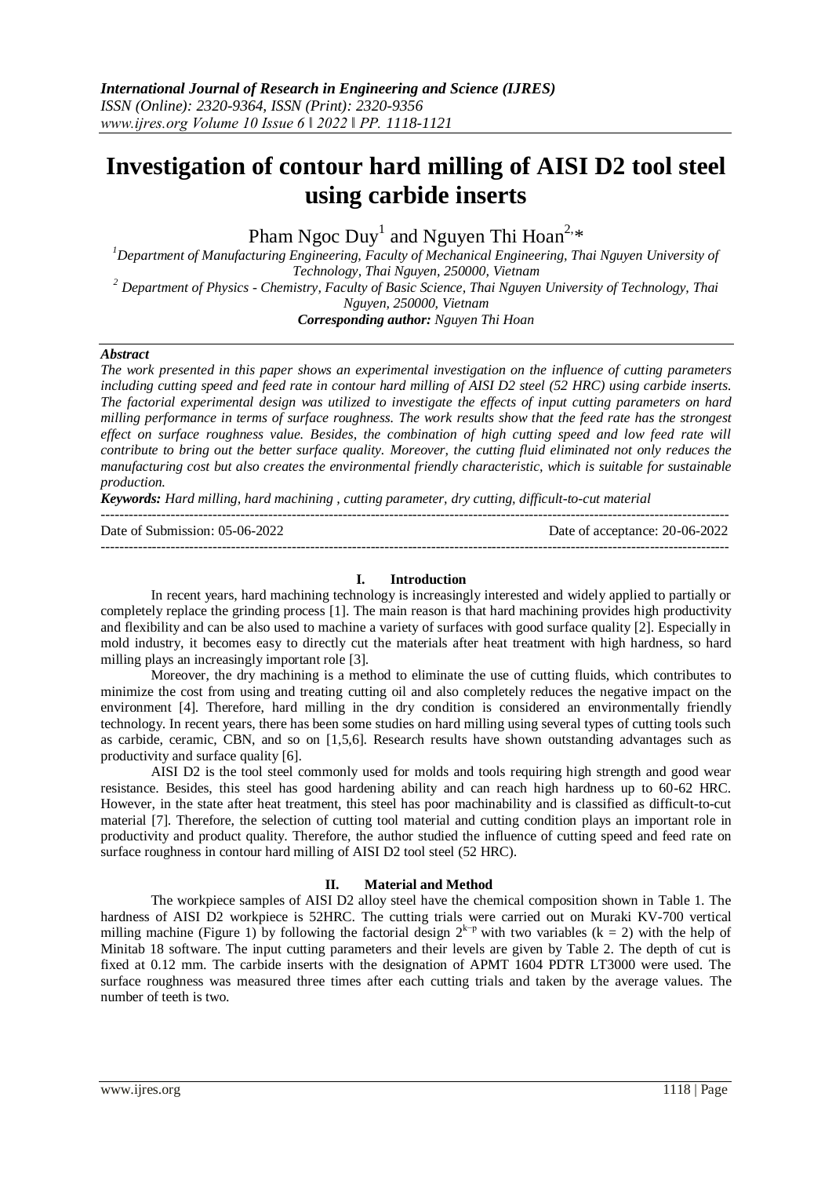# Investigation of contour hard milling of AISI D2 tool steel using carbide inserts

Pham Ngoc Duy[1] and Nguyen Thi Hoan[2,*]

[1]Department of Manufacturing Engineering, Faculty of Mechanical Engineering, Thai Nguyen University of Technology, Thai Nguyen, 250000, Vietnam

[2] Department of Physics - Chemistry, Faculty of Basic Science, Thai Nguyen University of Technology, Thai Nguyen, 250000, Vietnam

***Corresponding author:*** *Nguyen Thi Hoan*

***Abstract***

*The work presented in this paper shows an experimental investigation on the influence of cutting parameters including cutting speed and feed rate in contour hard milling of AISI D2 steel (52 HRC) using carbide inserts. The factorial experimental design was utilized to investigate the effects of input cutting parameters on hard milling performance in terms of surface roughness. The work results show that the feed rate has the strongest effect on surface roughness value. Besides, the combination of high cutting speed and low feed rate will contribute to bring out the better surface quality. Moreover, the cutting fluid eliminated not only reduces the manufacturing cost but also creates the environmental friendly characteristic, which is suitable for sustainable production.*

***Keywords:*** *Hard milling, hard machining , cutting parameter, dry cutting, difficult-to-cut material*

---

Date of Submission: 05-06-2022 | Date of acceptance: 20-06-2022

---

## I. Introduction

In recent years, hard machining technology is increasingly interested and widely applied to partially or completely replace the grinding process [1]. The main reason is that hard machining provides high productivity and flexibility and can be also used to machine a variety of surfaces with good surface quality [2]. Especially in mold industry, it becomes easy to directly cut the materials after heat treatment with high hardness, so hard milling plays an increasingly important role [3].

Moreover, the dry machining is a method to eliminate the use of cutting fluids, which contributes to minimize the cost from using and treating cutting oil and also completely reduces the negative impact on the environment [4]. Therefore, hard milling in the dry condition is considered an environmentally friendly technology. In recent years, there has been some studies on hard milling using several types of cutting tools such as carbide, ceramic, CBN, and so on [1,5,6]. Research results have shown outstanding advantages such as productivity and surface quality [6].

AISI D2 is the tool steel commonly used for molds and tools requiring high strength and good wear resistance. Besides, this steel has good hardening ability and can reach high hardness up to 60-62 HRC. However, in the state after heat treatment, this steel has poor machinability and is classified as difficult-to-cut material [7]. Therefore, the selection of cutting tool material and cutting condition plays an important role in productivity and product quality. Therefore, the author studied the influence of cutting speed and feed rate on surface roughness in contour hard milling of AISI D2 tool steel (52 HRC).

## II. Material and Method

The workpiece samples of AISI D2 alloy steel have the chemical composition shown in Table 1. The hardness of AISI D2 workpiece is 52HRC. The cutting trials were carried out on Muraki KV-700 vertical milling machine (Figure 1) by following the factorial design $2^{k-p}$ with two variables ($k = 2$) with the help of Minitab 18 software. The input cutting parameters and their levels are given by Table 2. The depth of cut is fixed at 0.12 mm. The carbide inserts with the designation of APMT 1604 PDTR LT3000 were used. The surface roughness was measured three times after each cutting trials and taken by the average values. The number of teeth is two.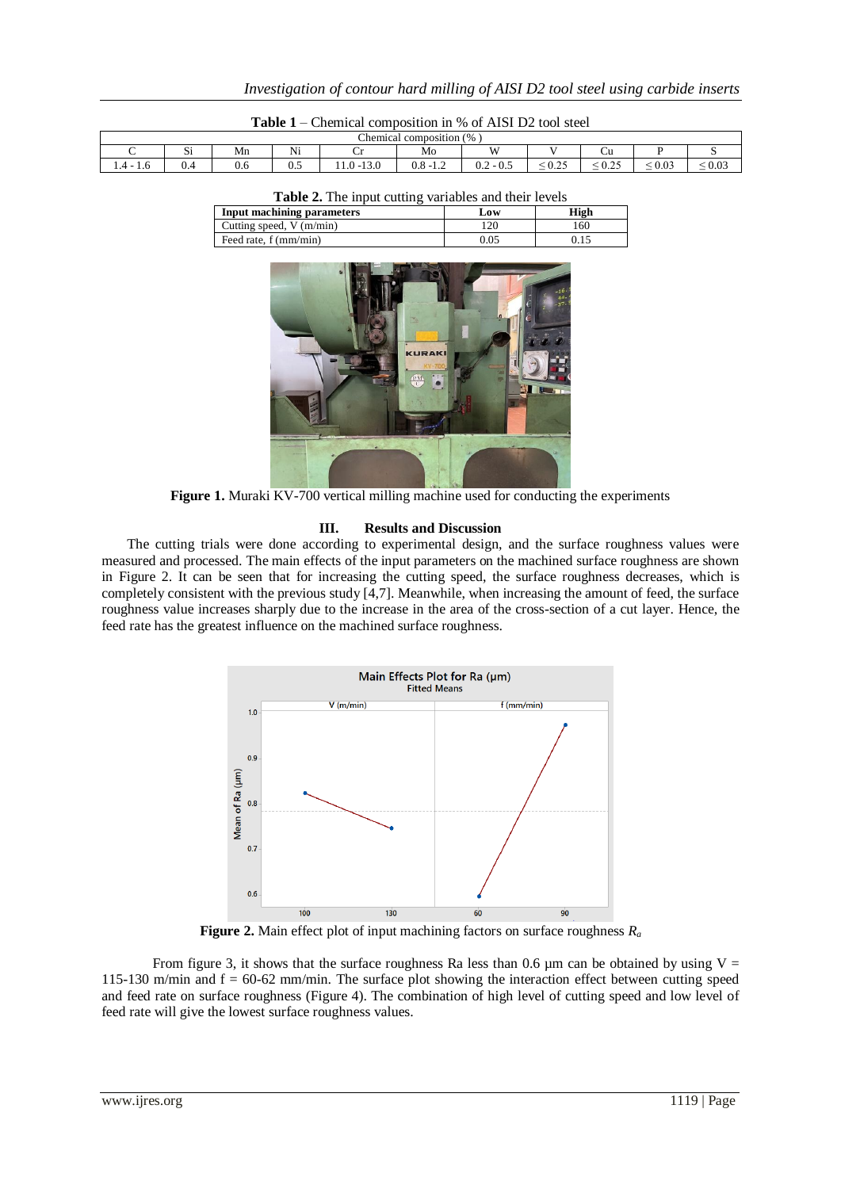**Table 1** – Chemical composition in % of AISI D2 tool steel

| Chemical composition (% ) | | | | | | | | | | |
|---|---|---|---|---|---|---|---|---|---|---|
| C | Si | Mn | Ni | Cr | Mo | W | V | Cu | P | S |
| 1.4 - 1.6 | 0.4 | 0.6 | 0.5 | 11.0 -13.0 | 0.8 -1.2 | 0.2 - 0.5 | ≤ 0.25 | ≤ 0.25 | ≤ 0.03 | ≤ 0.03 |

**Table 2.** The input cutting variables and their levels

| Input machining parameters | Low | High |
|---|---|---|
| Cutting speed, V (m/min) | 120 | 160 |
| Feed rate, f (mm/min) | 0.05 | 0.15 |

**Figure 1.** Muraki KV-700 vertical milling machine used for conducting the experiments

## III. Results and Discussion

The cutting trials were done according to experimental design, and the surface roughness values were measured and processed. The main effects of the input parameters on the machined surface roughness are shown in Figure 2. It can be seen that for increasing the cutting speed, the surface roughness decreases, which is completely consistent with the previous study [4,7]. Meanwhile, when increasing the amount of feed, the surface roughness value increases sharply due to the increase in the area of the cross-section of a cut layer. Hence, the feed rate has the greatest influence on the machined surface roughness.

**Figure 2.** Main effect plot of input machining factors on surface roughness $R_a$

From figure 3, it shows that the surface roughness Ra less than 0.6 µm can be obtained by using V = 115-130 m/min and f = 60-62 mm/min. The surface plot showing the interaction effect between cutting speed and feed rate on surface roughness (Figure 4). The combination of high level of cutting speed and low level of feed rate will give the lowest surface roughness values.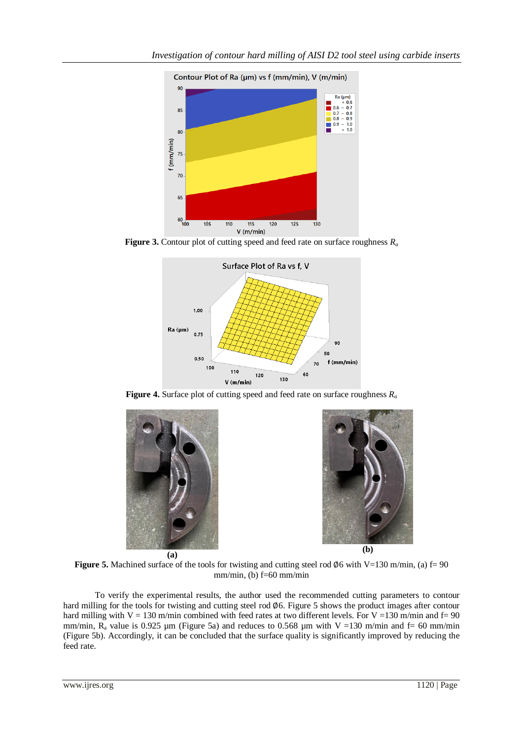**Figure 3.** Contour plot of cutting speed and feed rate on surface roughness $R_a$

**Figure 4.** Surface plot of cutting speed and feed rate on surface roughness $R_a$

(a)

(b)

**Figure 5.** Machined surface of the tools for twisting and cutting steel rod Ø6 with V=130 m/min, (a) f= 90 mm/min, (b) f=60 mm/min

To verify the experimental results, the author used the recommended cutting parameters to contour hard milling for the tools for twisting and cutting steel rod Ø6. Figure 5 shows the product images after contour hard milling with V = 130 m/min combined with feed rates at two different levels. For V =130 m/min and f= 90 mm/min, $R_a$ value is 0.925 µm (Figure 5a) and reduces to 0.568 µm with V =130 m/min and f= 60 mm/min (Figure 5b). Accordingly, it can be concluded that the surface quality is significantly improved by reducing the feed rate.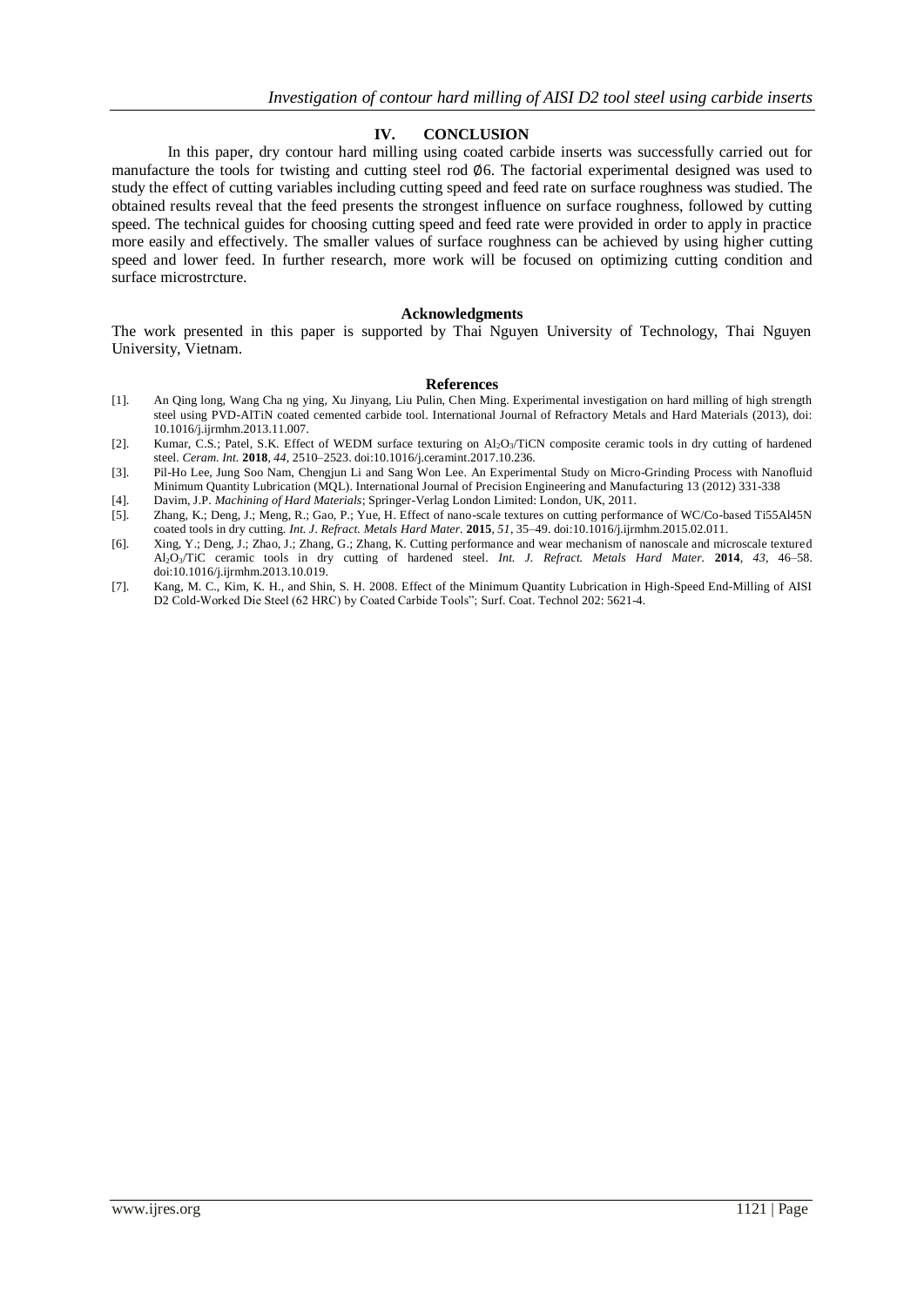## IV. CONCLUSION

In this paper, dry contour hard milling using coated carbide inserts was successfully carried out for manufacture the tools for twisting and cutting steel rod ∅6. The factorial experimental designed was used to study the effect of cutting variables including cutting speed and feed rate on surface roughness was studied. The obtained results reveal that the feed presents the strongest influence on surface roughness, followed by cutting speed. The technical guides for choosing cutting speed and feed rate were provided in order to apply in practice more easily and effectively. The smaller values of surface roughness can be achieved by using higher cutting speed and lower feed. In further research, more work will be focused on optimizing cutting condition and surface microstrcture.

### Acknowledgments

The work presented in this paper is supported by Thai Nguyen University of Technology, Thai Nguyen University, Vietnam.

### References

[1]. An Qing long, Wang Cha ng ying, Xu Jinyang, Liu Pulin, Chen Ming. Experimental investigation on hard milling of high strength steel using PVD-AlTiN coated cemented carbide tool. International Journal of Refractory Metals and Hard Materials (2013), doi: 10.1016/j.ijrmhm.2013.11.007.

[2]. Kumar, C.S.; Patel, S.K. Effect of WEDM surface texturing on $Al_2O_3$/TiCN composite ceramic tools in dry cutting of hardened steel. *Ceram. Int.* **2018**, *44*, 2510–2523. doi:10.1016/j.ceramint.2017.10.236.

[3]. Pil-Ho Lee, Jung Soo Nam, Chengjun Li and Sang Won Lee. An Experimental Study on Micro-Grinding Process with Nanofluid Minimum Quantity Lubrication (MQL). International Journal of Precision Engineering and Manufacturing 13 (2012) 331-338

[4]. Davim, J.P. *Machining of Hard Materials*; Springer-Verlag London Limited: London, UK, 2011.

[5]. Zhang, K.; Deng, J.; Meng, R.; Gao, P.; Yue, H. Effect of nano-scale textures on cutting performance of WC/Co-based Ti55Al45N coated tools in dry cutting. *Int. J. Refract. Metals Hard Mater.* **2015**, *51*, 35–49. doi:10.1016/j.ijrmhm.2015.02.011.

[6]. Xing, Y.; Deng, J.; Zhao, J.; Zhang, G.; Zhang, K. Cutting performance and wear mechanism of nanoscale and microscale textured $Al_2O_3$/TiC ceramic tools in dry cutting of hardened steel. *Int. J. Refract. Metals Hard Mater.* **2014**, *43*, 46–58. doi:10.1016/j.ijrmhm.2013.10.019.

[7]. Kang, M. C., Kim, K. H., and Shin, S. H. 2008. Effect of the Minimum Quantity Lubrication in High-Speed End-Milling of AISI D2 Cold-Worked Die Steel (62 HRC) by Coated Carbide Tools"; Surf. Coat. Technol 202: 5621-4.